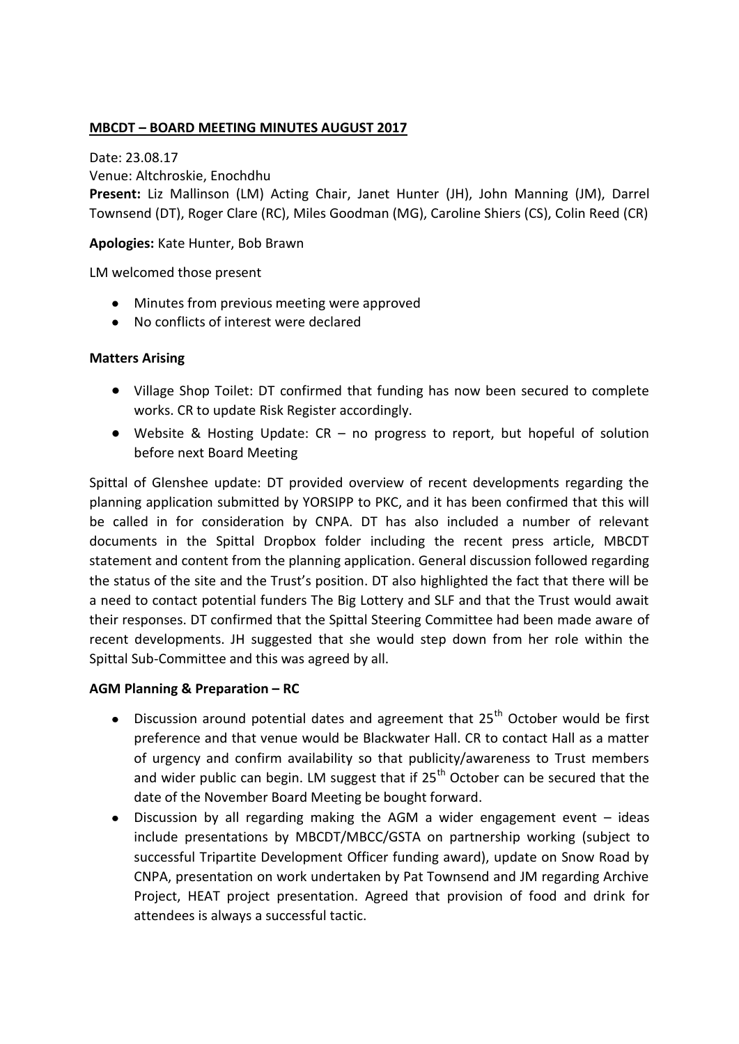**MBCDT – BOARD MEETING MINUTES AUGUST 2017**

Date: 23.08.17

Venue: Altchroskie, Enochdhu

**Present:** Liz Mallinson (LM) Acting Chair, Janet Hunter (JH), John Manning (JM), Darrel Townsend (DT), Roger Clare (RC), Miles Goodman (MG), Caroline Shiers (CS), Colin Reed (CR)

**Apologies:** Kate Hunter, Bob Brawn

LM welcomed those present

- Minutes from previous meeting were approved
- No conflicts of interest were declared

**Matters Arising**

- Village Shop Toilet: DT confirmed that funding has now been secured to complete works. CR to update Risk Register accordingly.
- Website & Hosting Update: CR – no progress to report, but hopeful of solution before next Board Meeting

Spittal of Glenshee update: DT provided overview of recent developments regarding the planning application submitted by YORSIPP to PKC, and it has been confirmed that this will be called in for consideration by CNPA. DT has also included a number of relevant documents in the Spittal Dropbox folder including the recent press article, MBCDT statement and content from the planning application. General discussion followed regarding the status of the site and the Trust's position. DT also highlighted the fact that there will be a need to contact potential funders The Big Lottery and SLF and that the Trust would await their responses. DT confirmed that the Spittal Steering Committee had been made aware of recent developments. JH suggested that she would step down from her role within the Spittal Sub-Committee and this was agreed by all.

**AGM Planning & Preparation – RC**

- Discussion around potential dates and agreement that 25th October would be first preference and that venue would be Blackwater Hall. CR to contact Hall as a matter of urgency and confirm availability so that publicity/awareness to Trust members and wider public can begin. LM suggest that if 25th October can be secured that the date of the November Board Meeting be bought forward.
- Discussion by all regarding making the AGM a wider engagement event – ideas include presentations by MBCDT/MBCC/GSTA on partnership working (subject to successful Tripartite Development Officer funding award), update on Snow Road by CNPA, presentation on work undertaken by Pat Townsend and JM regarding Archive Project, HEAT project presentation. Agreed that provision of food and drink for attendees is always a successful tactic.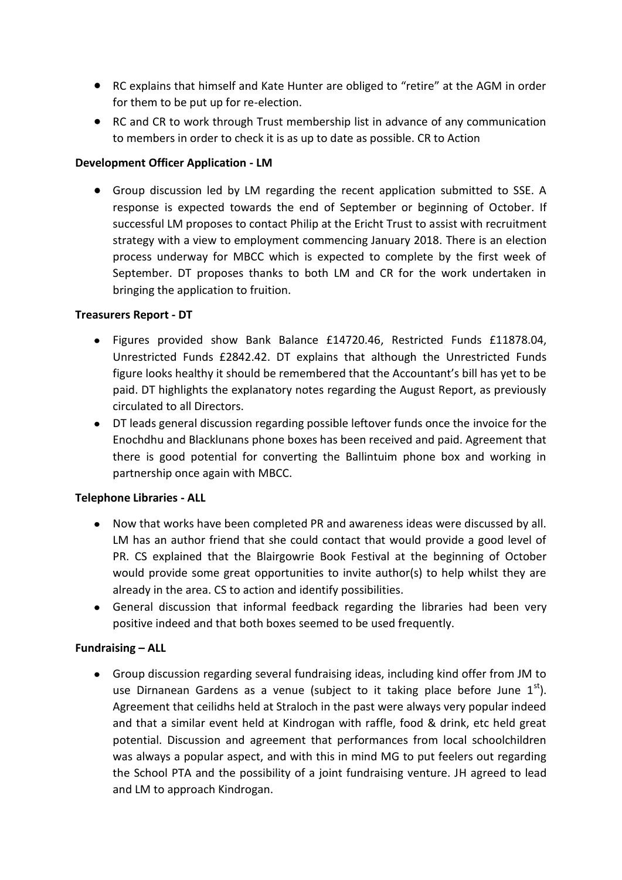- RC explains that himself and Kate Hunter are obliged to "retire" at the AGM in order for them to be put up for re-election.
- RC and CR to work through Trust membership list in advance of any communication to members in order to check it is as up to date as possible. CR to Action

**Development Officer Application - LM**

- Group discussion led by LM regarding the recent application submitted to SSE. A response is expected towards the end of September or beginning of October. If successful LM proposes to contact Philip at the Ericht Trust to assist with recruitment strategy with a view to employment commencing January 2018. There is an election process underway for MBCC which is expected to complete by the first week of September. DT proposes thanks to both LM and CR for the work undertaken in bringing the application to fruition.

**Treasurers Report - DT**

- Figures provided show Bank Balance £14720.46, Restricted Funds £11878.04, Unrestricted Funds £2842.42. DT explains that although the Unrestricted Funds figure looks healthy it should be remembered that the Accountant's bill has yet to be paid. DT highlights the explanatory notes regarding the August Report, as previously circulated to all Directors.
- DT leads general discussion regarding possible leftover funds once the invoice for the Enochdhu and Blacklunans phone boxes has been received and paid. Agreement that there is good potential for converting the Ballintuim phone box and working in partnership once again with MBCC.

**Telephone Libraries - ALL**

- Now that works have been completed PR and awareness ideas were discussed by all. LM has an author friend that she could contact that would provide a good level of PR. CS explained that the Blairgowrie Book Festival at the beginning of October would provide some great opportunities to invite author(s) to help whilst they are already in the area. CS to action and identify possibilities.
- General discussion that informal feedback regarding the libraries had been very positive indeed and that both boxes seemed to be used frequently.

**Fundraising – ALL**

- Group discussion regarding several fundraising ideas, including kind offer from JM to use Dirnanean Gardens as a venue (subject to it taking place before June 1st). Agreement that ceilidhs held at Straloch in the past were always very popular indeed and that a similar event held at Kindrogan with raffle, food & drink, etc held great potential. Discussion and agreement that performances from local schoolchildren was always a popular aspect, and with this in mind MG to put feelers out regarding the School PTA and the possibility of a joint fundraising venture. JH agreed to lead and LM to approach Kindrogan.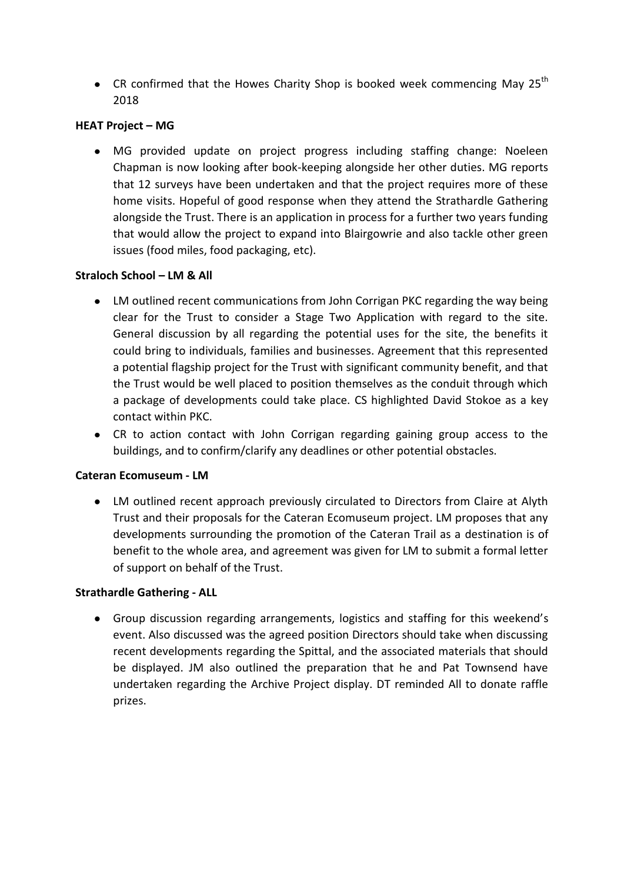- CR confirmed that the Howes Charity Shop is booked week commencing May 25th 2018

**HEAT Project – MG**

- MG provided update on project progress including staffing change: Noeleen Chapman is now looking after book-keeping alongside her other duties. MG reports that 12 surveys have been undertaken and that the project requires more of these home visits. Hopeful of good response when they attend the Strathardle Gathering alongside the Trust. There is an application in process for a further two years funding that would allow the project to expand into Blairgowrie and also tackle other green issues (food miles, food packaging, etc).

**Straloch School – LM & All**

- LM outlined recent communications from John Corrigan PKC regarding the way being clear for the Trust to consider a Stage Two Application with regard to the site. General discussion by all regarding the potential uses for the site, the benefits it could bring to individuals, families and businesses. Agreement that this represented a potential flagship project for the Trust with significant community benefit, and that the Trust would be well placed to position themselves as the conduit through which a package of developments could take place. CS highlighted David Stokoe as a key contact within PKC.
- CR to action contact with John Corrigan regarding gaining group access to the buildings, and to confirm/clarify any deadlines or other potential obstacles.

**Cateran Ecomuseum - LM**

- LM outlined recent approach previously circulated to Directors from Claire at Alyth Trust and their proposals for the Cateran Ecomuseum project. LM proposes that any developments surrounding the promotion of the Cateran Trail as a destination is of benefit to the whole area, and agreement was given for LM to submit a formal letter of support on behalf of the Trust.

**Strathardle Gathering - ALL**

- Group discussion regarding arrangements, logistics and staffing for this weekend's event. Also discussed was the agreed position Directors should take when discussing recent developments regarding the Spittal, and the associated materials that should be displayed. JM also outlined the preparation that he and Pat Townsend have undertaken regarding the Archive Project display. DT reminded All to donate raffle prizes.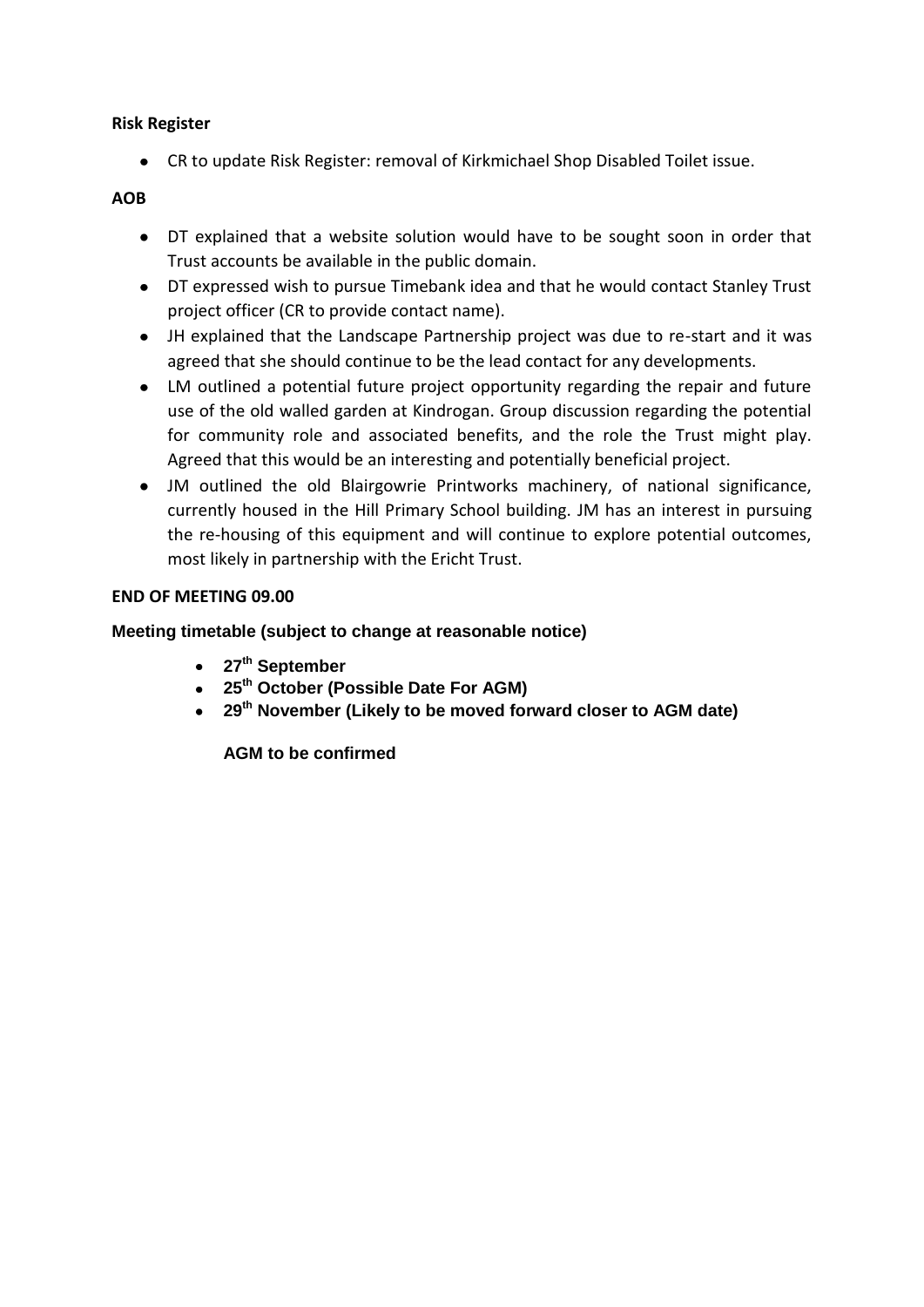**Risk Register**

- CR to update Risk Register: removal of Kirkmichael Shop Disabled Toilet issue.

**AOB**

- DT explained that a website solution would have to be sought soon in order that Trust accounts be available in the public domain.
- DT expressed wish to pursue Timebank idea and that he would contact Stanley Trust project officer (CR to provide contact name).
- JH explained that the Landscape Partnership project was due to re-start and it was agreed that she should continue to be the lead contact for any developments.
- LM outlined a potential future project opportunity regarding the repair and future use of the old walled garden at Kindrogan. Group discussion regarding the potential for community role and associated benefits, and the role the Trust might play. Agreed that this would be an interesting and potentially beneficial project.
- JM outlined the old Blairgowrie Printworks machinery, of national significance, currently housed in the Hill Primary School building. JM has an interest in pursuing the re-housing of this equipment and will continue to explore potential outcomes, most likely in partnership with the Ericht Trust.

**END OF MEETING 09.00**

**Meeting timetable (subject to change at reasonable notice)**

- **27th September**
- **25th October (Possible Date For AGM)**
- **29th November (Likely to be moved forward closer to AGM date)**

**AGM to be confirmed**